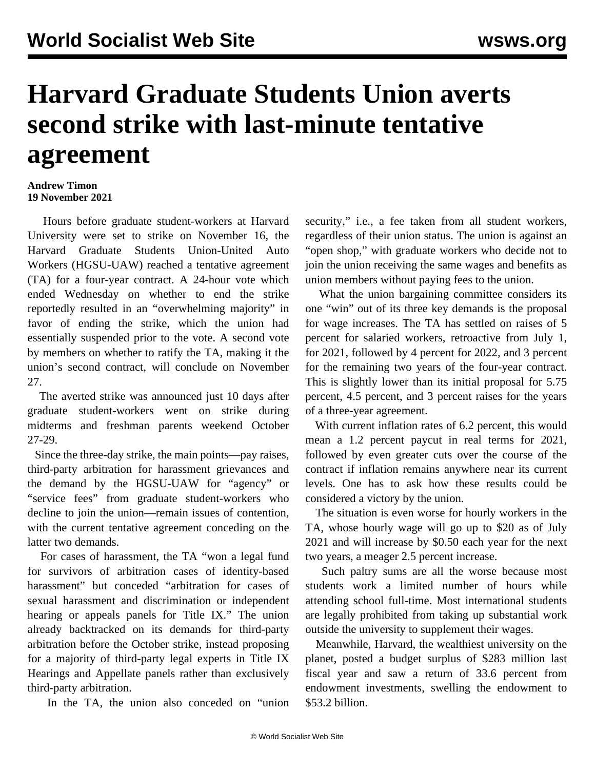# Harvard Graduate Students Union averts second strike with last-minute tentative agreement

**Andrew Timon**
**19 November 2021**

Hours before graduate student-workers at Harvard University were set to strike on November 16, the Harvard Graduate Students Union-United Auto Workers (HGSU-UAW) reached a tentative agreement (TA) for a four-year contract. A 24-hour vote which ended Wednesday on whether to end the strike reportedly resulted in an "overwhelming majority" in favor of ending the strike, which the union had essentially suspended prior to the vote. A second vote by members on whether to ratify the TA, making it the union's second contract, will conclude on November 27.

The averted strike was announced just 10 days after graduate student-workers went on strike during midterms and freshman parents weekend October 27-29.

Since the three-day strike, the main points—pay raises, third-party arbitration for harassment grievances and the demand by the HGSU-UAW for "agency" or "service fees" from graduate student-workers who decline to join the union—remain issues of contention, with the current tentative agreement conceding on the latter two demands.

For cases of harassment, the TA "won a legal fund for survivors of arbitration cases of identity-based harassment" but conceded "arbitration for cases of sexual harassment and discrimination or independent hearing or appeals panels for Title IX." The union already backtracked on its demands for third-party arbitration before the October strike, instead proposing for a majority of third-party legal experts in Title IX Hearings and Appellate panels rather than exclusively third-party arbitration.

In the TA, the union also conceded on "union security," i.e., a fee taken from all student workers, regardless of their union status. The union is against an "open shop," with graduate workers who decide not to join the union receiving the same wages and benefits as union members without paying fees to the union.

What the union bargaining committee considers its one "win" out of its three key demands is the proposal for wage increases. The TA has settled on raises of 5 percent for salaried workers, retroactive from July 1, for 2021, followed by 4 percent for 2022, and 3 percent for the remaining two years of the four-year contract. This is slightly lower than its initial proposal for 5.75 percent, 4.5 percent, and 3 percent raises for the years of a three-year agreement.

With current inflation rates of 6.2 percent, this would mean a 1.2 percent paycut in real terms for 2021, followed by even greater cuts over the course of the contract if inflation remains anywhere near its current levels. One has to ask how these results could be considered a victory by the union.

The situation is even worse for hourly workers in the TA, whose hourly wage will go up to $20 as of July 2021 and will increase by $0.50 each year for the next two years, a meager 2.5 percent increase.

Such paltry sums are all the worse because most students work a limited number of hours while attending school full-time. Most international students are legally prohibited from taking up substantial work outside the university to supplement their wages.

Meanwhile, Harvard, the wealthiest university on the planet, posted a budget surplus of $283 million last fiscal year and saw a return of 33.6 percent from endowment investments, swelling the endowment to $53.2 billion.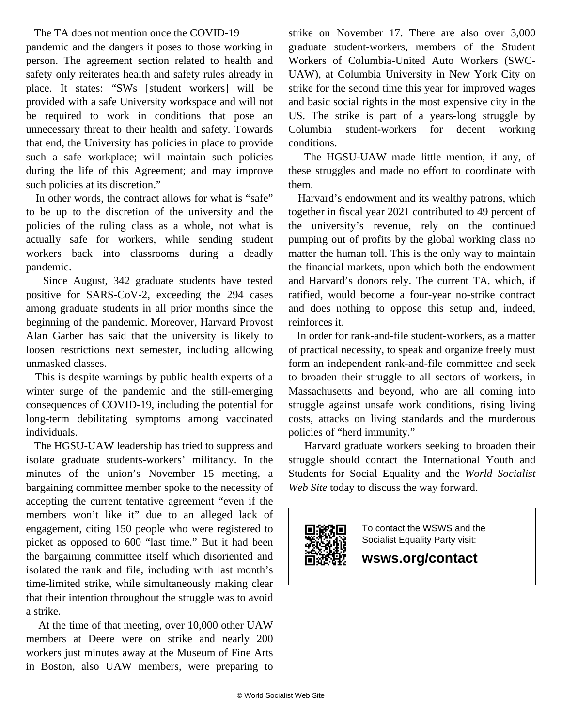The TA does not mention once the COVID-19 pandemic and the dangers it poses to those working in person. The agreement section related to health and safety only reiterates health and safety rules already in place. It states: "SWs [student workers] will be provided with a safe University workspace and will not be required to work in conditions that pose an unnecessary threat to their health and safety. Towards that end, the University has policies in place to provide such a safe workplace; will maintain such policies during the life of this Agreement; and may improve such policies at its discretion."

In other words, the contract allows for what is "safe" to be up to the discretion of the university and the policies of the ruling class as a whole, not what is actually safe for workers, while sending student workers back into classrooms during a deadly pandemic.

Since August, 342 graduate students have tested positive for SARS-CoV-2, exceeding the 294 cases among graduate students in all prior months since the beginning of the pandemic. Moreover, Harvard Provost Alan Garber has said that the university is likely to loosen restrictions next semester, including allowing unmasked classes.

This is despite warnings by public health experts of a winter surge of the pandemic and the still-emerging consequences of COVID-19, including the potential for long-term debilitating symptoms among vaccinated individuals.

The HGSU-UAW leadership has tried to suppress and isolate graduate students-workers' militancy. In the minutes of the union's November 15 meeting, a bargaining committee member spoke to the necessity of accepting the current tentative agreement "even if the members won't like it" due to an alleged lack of engagement, citing 150 people who were registered to picket as opposed to 600 "last time." But it had been the bargaining committee itself which disoriented and isolated the rank and file, including with last month's time-limited strike, while simultaneously making clear that their intention throughout the struggle was to avoid a strike.

At the time of that meeting, over 10,000 other UAW members at Deere were on strike and nearly 200 workers just minutes away at the Museum of Fine Arts in Boston, also UAW members, were preparing to strike on November 17. There are also over 3,000 graduate student-workers, members of the Student Workers of Columbia-United Auto Workers (SWC-UAW), at Columbia University in New York City on strike for the second time this year for improved wages and basic social rights in the most expensive city in the US. The strike is part of a years-long struggle by Columbia student-workers for decent working conditions.

The HGSU-UAW made little mention, if any, of these struggles and made no effort to coordinate with them.

Harvard's endowment and its wealthy patrons, which together in fiscal year 2021 contributed to 49 percent of the university's revenue, rely on the continued pumping out of profits by the global working class no matter the human toll. This is the only way to maintain the financial markets, upon which both the endowment and Harvard's donors rely. The current TA, which, if ratified, would become a four-year no-strike contract and does nothing to oppose this setup and, indeed, reinforces it.

In order for rank-and-file student-workers, as a matter of practical necessity, to speak and organize freely must form an independent rank-and-file committee and seek to broaden their struggle to all sectors of workers, in Massachusetts and beyond, who are all coming into struggle against unsafe work conditions, rising living costs, attacks on living standards and the murderous policies of "herd immunity."

Harvard graduate workers seeking to broaden their struggle should contact the International Youth and Students for Social Equality and the *World Socialist Web Site* today to discuss the way forward.

To contact the WSWS and the Socialist Equality Party visit:

**wsws.org/contact**